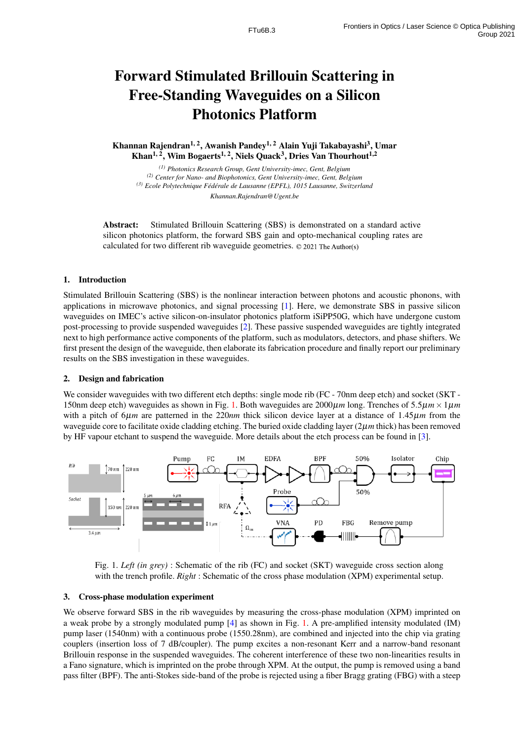# Forward Stimulated Brillouin Scattering in Free-Standing Waveguides on a Silicon Photonics Platform

**Khannan Rajendran[1, 2], Awanish Pandey[1, 2] Alain Yuji Takabayashi[3], Umar Khan[1, 2], Wim Bogaerts[1, 2], Niels Quack[3], Dries Van Thourhout[1,2]**

*(1) Photonics Research Group, Gent University-imec, Gent, Belgium*
*(2) Center for Nano- and Biophotonics, Gent University-imec, Gent, Belgium*
*(3) Ecole Polytechnique Fédérale de Lausanne (EPFL), 1015 Lausanne, Switzerland*
*Khannan.Rajendran@Ugent.be*

**Abstract:** Stimulated Brillouin Scattering (SBS) is demonstrated on a standard active silicon photonics platform, the forward SBS gain and opto-mechanical coupling rates are calculated for two different rib waveguide geometries. © 2021 The Author(s)

## 1. Introduction

Stimulated Brillouin Scattering (SBS) is the nonlinear interaction between photons and acoustic phonons, with applications in microwave photonics, and signal processing [1]. Here, we demonstrate SBS in passive silicon waveguides on IMEC's active silicon-on-insulator photonics platform iSiPP50G, which have undergone custom post-processing to provide suspended waveguides [2]. These passive suspended waveguides are tightly integrated next to high performance active components of the platform, such as modulators, detectors, and phase shifters. We first present the design of the waveguide, then elaborate its fabrication procedure and finally report our preliminary results on the SBS investigation in these waveguides.

## 2. Design and fabrication

We consider waveguides with two different etch depths: single mode rib (FC - 70nm deep etch) and socket (SKT - 150nm deep etch) waveguides as shown in Fig. 1. Both waveguides are $2000\mu m$ long. Trenches of $5.5\mu m \times 1\mu m$ with a pitch of $6\mu m$ are patterned in the $220nm$ thick silicon device layer at a distance of $1.45\mu m$ from the waveguide core to facilitate oxide cladding etching. The buried oxide cladding layer ($2\mu m$ thick) has been removed by HF vapour etchant to suspend the waveguide. More details about the etch process can be found in [3].

Fig. 1. *Left (in grey)* : Schematic of the rib (FC) and socket (SKT) waveguide cross section along with the trench profile. *Right* : Schematic of the cross phase modulation (XPM) experimental setup.

## 3. Cross-phase modulation experiment

We observe forward SBS in the rib waveguides by measuring the cross-phase modulation (XPM) imprinted on a weak probe by a strongly modulated pump [4] as shown in Fig. 1. A pre-amplified intensity modulated (IM) pump laser (1540nm) with a continuous probe (1550.28nm), are combined and injected into the chip via grating couplers (insertion loss of 7 dB/coupler). The pump excites a non-resonant Kerr and a narrow-band resonant Brillouin response in the suspended waveguides. The coherent interference of these two non-linearities results in a Fano signature, which is imprinted on the probe through XPM. At the output, the pump is removed using a band pass filter (BPF). The anti-Stokes side-band of the probe is rejected using a fiber Bragg grating (FBG) with a steep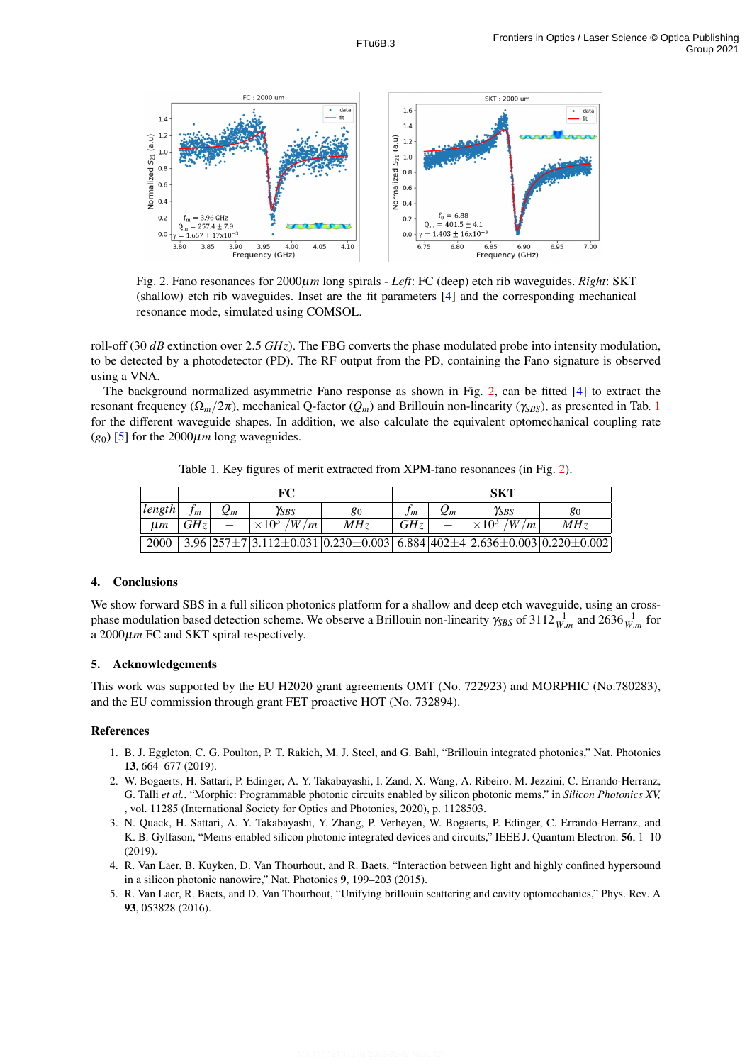FC : 2000 um

data
fit

Normalized $S_{21}$ (a.u)

1.4
1.2
1.0
0.8
0.6
0.4
0.2
0.0

$f_m$ = 3.96 GHz
$Q_m$ = 257.4 ± 7.9
$\gamma$ = 1.657 ± 17x10$^{-3}$

3.80 3.85 3.90 3.95 4.00 4.05 4.10
Frequency (GHz)

SKT : 2000 um

data
fit

Normalized $S_{21}$ (a.u)

1.6
1.4
1.2
1.0
0.8
0.6
0.4
0.2
0.0

$f_0$ = 6.88
$Q_m$ = 401.5 ± 4.1
$\gamma$ = 1.403 ± 16x10$^{-3}$

6.75 6.80 6.85 6.90 6.95 7.00
Frequency (GHz)

Fig. 2. Fano resonances for 2000$\mu m$ long spirals - *Left*: FC (deep) etch rib waveguides. *Right*: SKT (shallow) etch rib waveguides. Inset are the fit parameters [4] and the corresponding mechanical resonance mode, simulated using COMSOL.

roll-off (30 $dB$ extinction over 2.5 $GHz$). The FBG converts the phase modulated probe into intensity modulation, to be detected by a photodetector (PD). The RF output from the PD, containing the Fano signature is observed using a VNA.

The background normalized asymmetric Fano response as shown in Fig. 2, can be fitted [4] to extract the resonant frequency ($\Omega_m/2\pi$), mechanical Q-factor ($Q_m$) and Brillouin non-linearity ($\gamma_{SBS}$), as presented in Tab. 1 for the different waveguide shapes. In addition, we also calculate the equivalent optomechanical coupling rate ($g_0$) [5] for the 2000$\mu m$ long waveguides.

Table 1. Key figures of merit extracted from XPM-fano resonances (in Fig. 2).

| | FC | | | | SKT | | | |
|---|---|---|---|---|---|---|---|---|
| *length* | $f_m$ | $Q_m$ | $\gamma_{SBS}$ | $g_0$ | $f_m$ | $Q_m$ | $\gamma_{SBS}$ | $g_0$ |
| $\mu m$ | $GHz$ | $-$ | $\times 10^3$ $/W/m$ | $MHz$ | $GHz$ | $-$ | $\times 10^3$ $/W/m$ | $MHz$ |
| 2000 | 3.96 | 257±7 | 3.112±0.031 | 0.230±0.003 | 6.884 | 402±4 | 2.636±0.003 | 0.220±0.002 |

## 4. Conclusions

We show forward SBS in a full silicon photonics platform for a shallow and deep etch waveguide, using an cross-phase modulation based detection scheme. We observe a Brillouin non-linearity $\gamma_{SBS}$ of 3112$\frac{1}{W.m}$ and 2636$\frac{1}{W.m}$ for a 2000$\mu m$ FC and SKT spiral respectively.

## 5. Acknowledgements

This work was supported by the EU H2020 grant agreements OMT (No. 722923) and MORPHIC (No.780283), and the EU commission through grant FET proactive HOT (No. 732894).

## References

1. B. J. Eggleton, C. G. Poulton, P. T. Rakich, M. J. Steel, and G. Bahl, “Brillouin integrated photonics,” Nat. Photonics **13**, 664–677 (2019).
2. W. Bogaerts, H. Sattari, P. Edinger, A. Y. Takabayashi, I. Zand, X. Wang, A. Ribeiro, M. Jezzini, C. Errando-Herranz, G. Talli *et al.*, “Morphic: Programmable photonic circuits enabled by silicon photonic mems,” in *Silicon Photonics XV*, , vol. 11285 (International Society for Optics and Photonics, 2020), p. 1128503.
3. N. Quack, H. Sattari, A. Y. Takabayashi, Y. Zhang, P. Verheyen, W. Bogaerts, P. Edinger, C. Errando-Herranz, and K. B. Gylfason, “Mems-enabled silicon photonic integrated devices and circuits,” IEEE J. Quantum Electron. **56**, 1–10 (2019).
4. R. Van Laer, B. Kuyken, D. Van Thourhout, and R. Baets, “Interaction between light and highly confined hypersound in a silicon photonic nanowire,” Nat. Photonics **9**, 199–203 (2015).
5. R. Van Laer, R. Baets, and D. Van Thourhout, “Unifying brillouin scattering and cavity optomechanics,” Phys. Rev. A **93**, 053828 (2016).